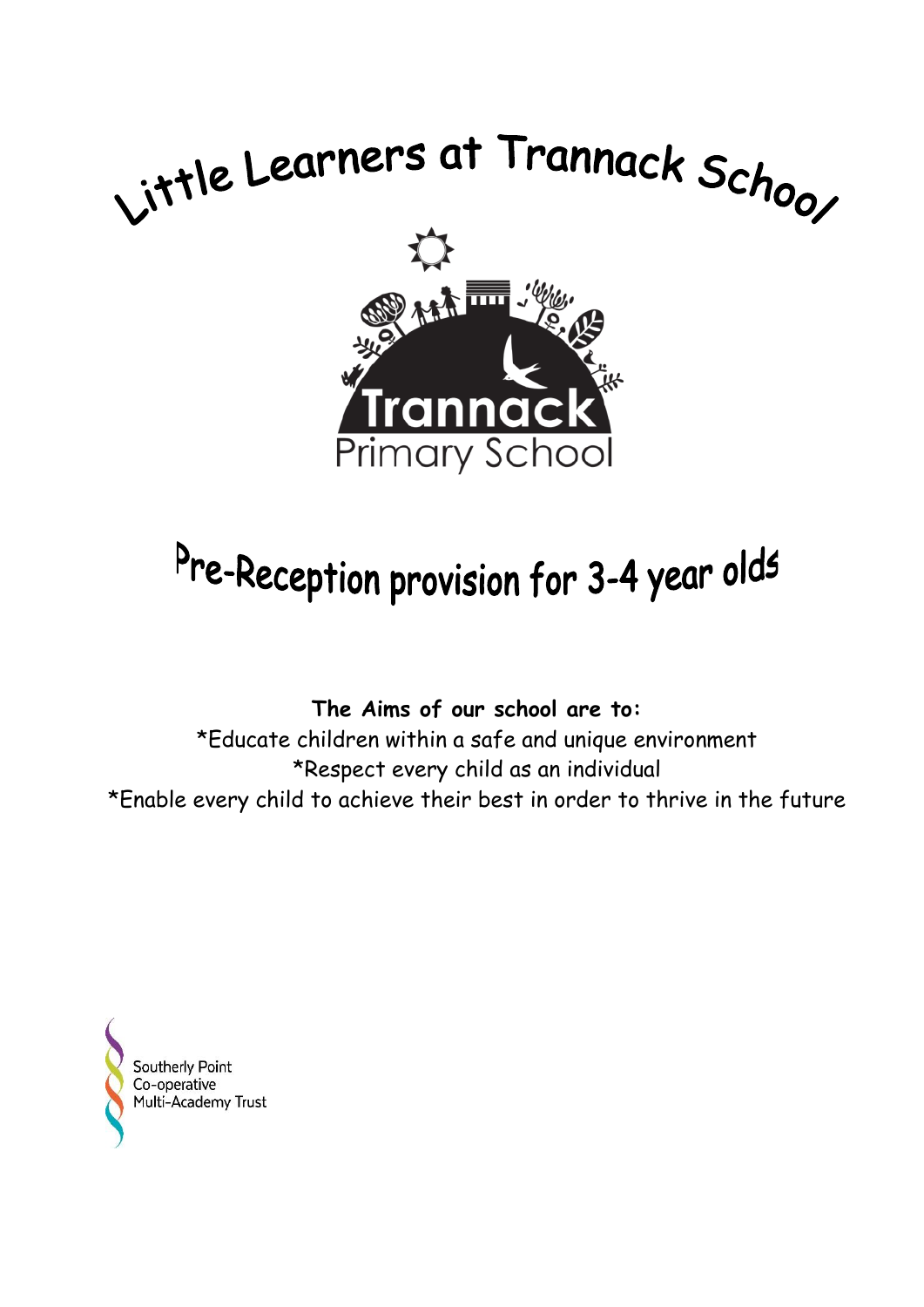# Little Learners at Trannack School

Trannack Primary School

## Pre-Reception provision for 3-4 year olds

**The Aims of our school are to:**

*Educate children within a safe and unique environment
*Respect every child as an individual
*Enable every child to achieve their best in order to thrive in the future

Southerly Point Co-operative Multi-Academy Trust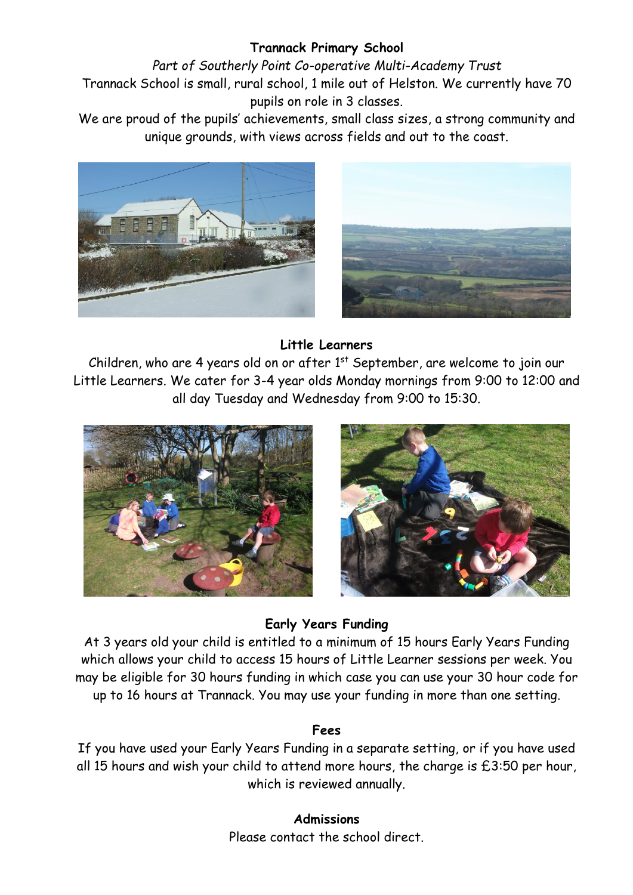## Trannack Primary School

*Part of Southerly Point Co-operative Multi-Academy Trust*

Trannack School is small, rural school, 1 mile out of Helston. We currently have 70 pupils on role in 3 classes.

We are proud of the pupils' achievements, small class sizes, a strong community and unique grounds, with views across fields and out to the coast.

### Little Learners

Children, who are 4 years old on or after 1st September, are welcome to join our Little Learners. We cater for 3-4 year olds Monday mornings from 9:00 to 12:00 and all day Tuesday and Wednesday from 9:00 to 15:30.

### Early Years Funding

At 3 years old your child is entitled to a minimum of 15 hours Early Years Funding which allows your child to access 15 hours of Little Learner sessions per week. You may be eligible for 30 hours funding in which case you can use your 30 hour code for up to 16 hours at Trannack. You may use your funding in more than one setting.

### Fees

If you have used your Early Years Funding in a separate setting, or if you have used all 15 hours and wish your child to attend more hours, the charge is £3:50 per hour, which is reviewed annually.

### Admissions

Please contact the school direct.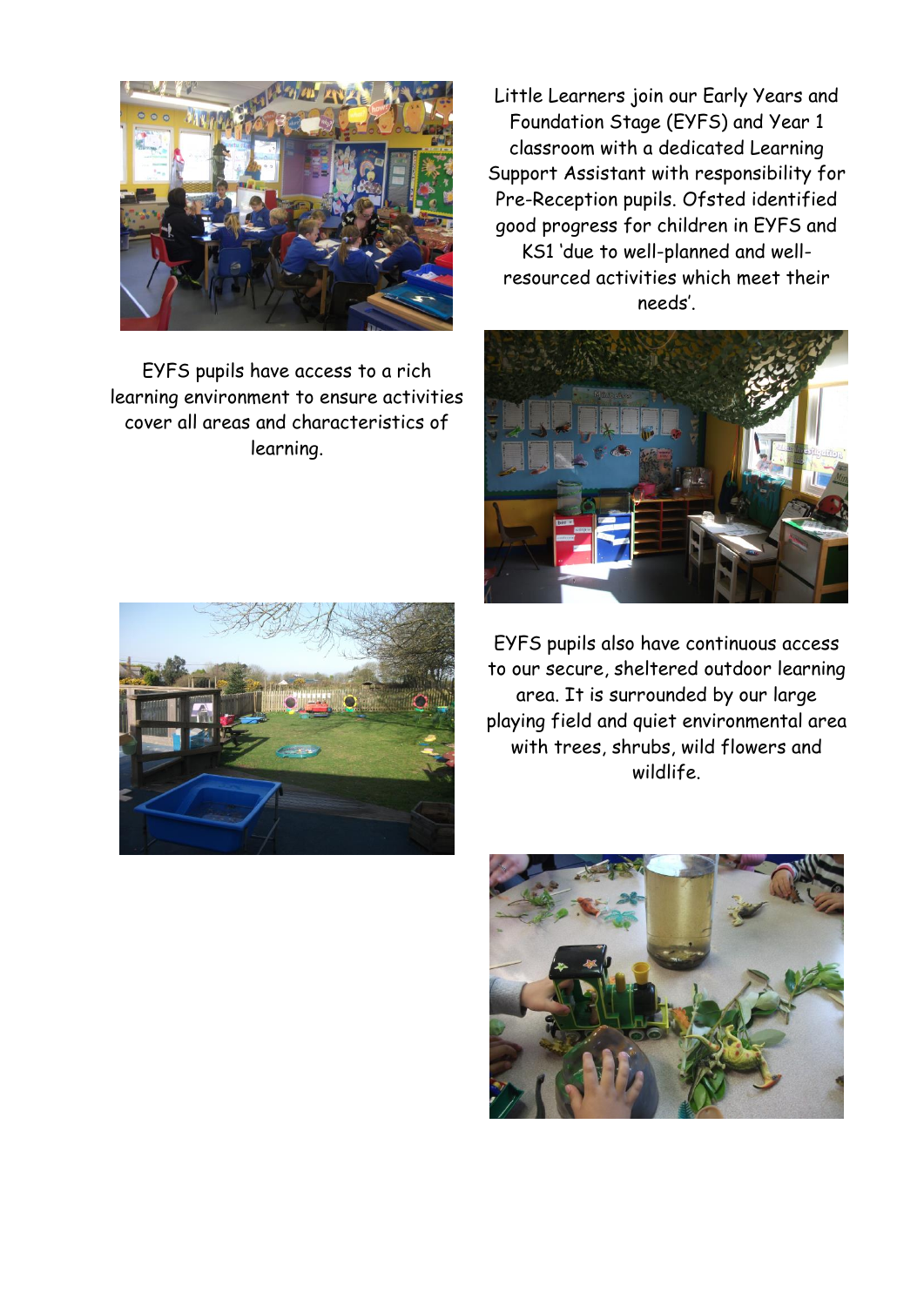Little Learners join our Early Years and Foundation Stage (EYFS) and Year 1 classroom with a dedicated Learning Support Assistant with responsibility for Pre-Reception pupils. Ofsted identified good progress for children in EYFS and KS1 'due to well-planned and well-resourced activities which meet their needs'.

EYFS pupils have access to a rich learning environment to ensure activities cover all areas and characteristics of learning.

EYFS pupils also have continuous access to our secure, sheltered outdoor learning area. It is surrounded by our large playing field and quiet environmental area with trees, shrubs, wild flowers and wildlife.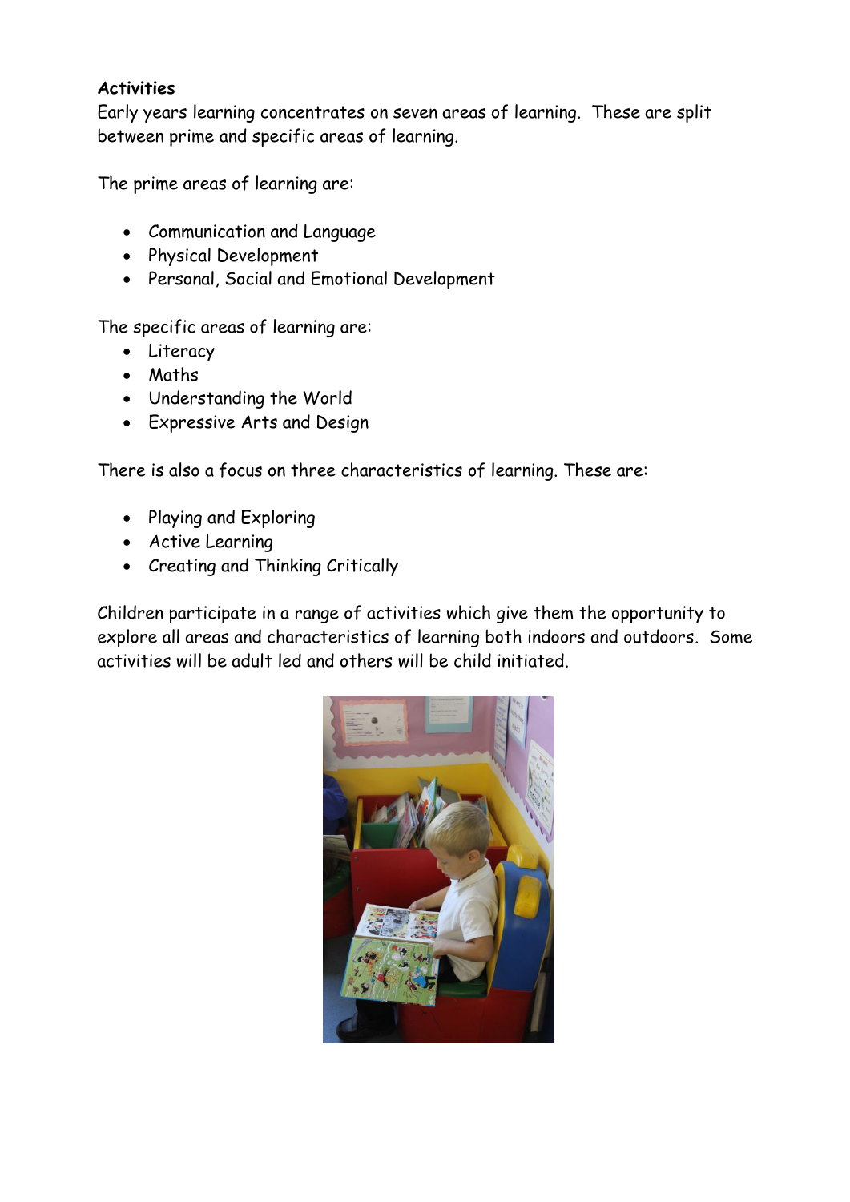**Activities**

Early years learning concentrates on seven areas of learning. These are split between prime and specific areas of learning.

The prime areas of learning are:

- Communication and Language
- Physical Development
- Personal, Social and Emotional Development

The specific areas of learning are:

- Literacy
- Maths
- Understanding the World
- Expressive Arts and Design

There is also a focus on three characteristics of learning. These are:

- Playing and Exploring
- Active Learning
- Creating and Thinking Critically

Children participate in a range of activities which give them the opportunity to explore all areas and characteristics of learning both indoors and outdoors. Some activities will be adult led and others will be child initiated.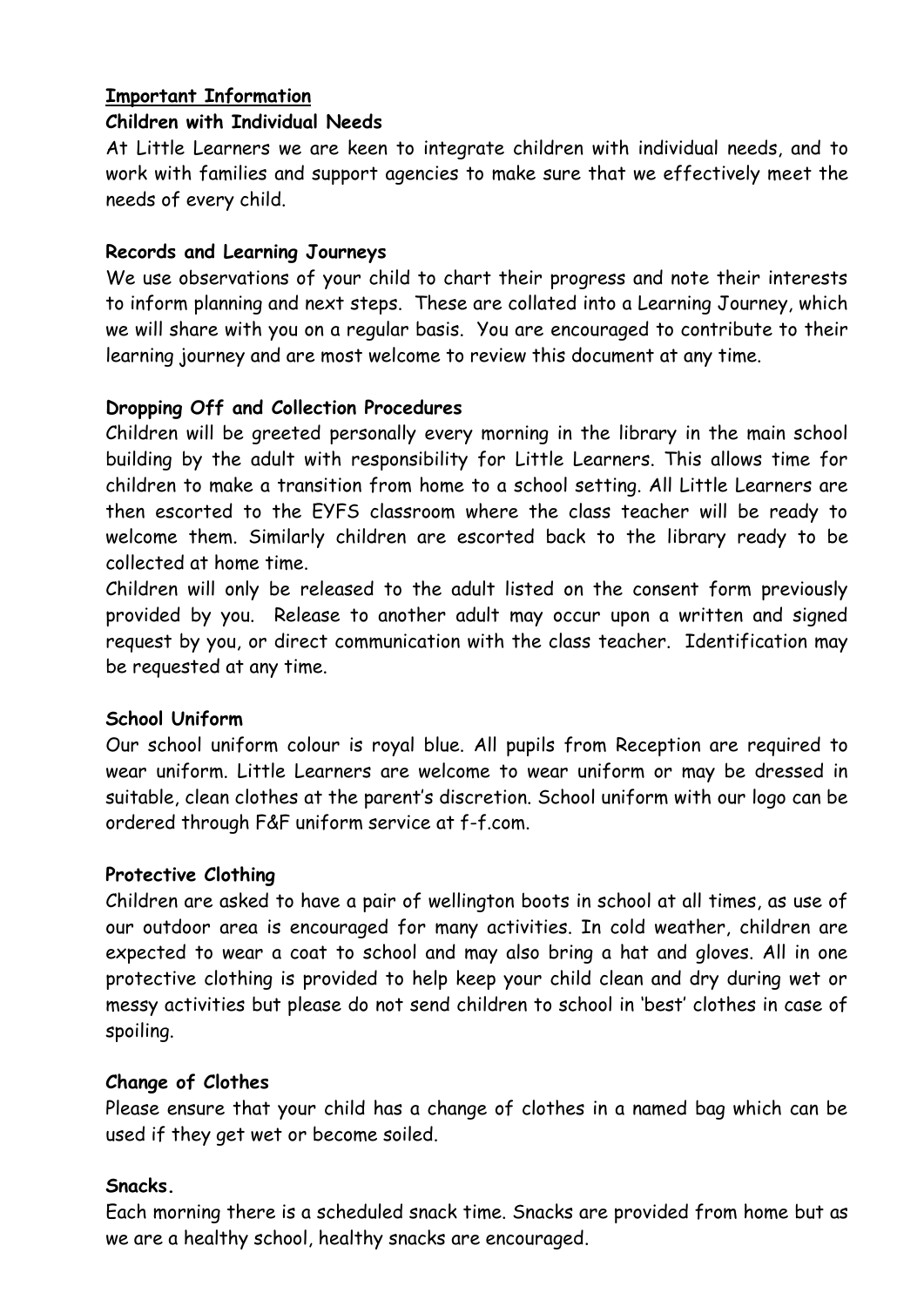## Important Information

### Children with Individual Needs

At Little Learners we are keen to integrate children with individual needs, and to work with families and support agencies to make sure that we effectively meet the needs of every child.

### Records and Learning Journeys

We use observations of your child to chart their progress and note their interests to inform planning and next steps. These are collated into a Learning Journey, which we will share with you on a regular basis. You are encouraged to contribute to their learning journey and are most welcome to review this document at any time.

### Dropping Off and Collection Procedures

Children will be greeted personally every morning in the library in the main school building by the adult with responsibility for Little Learners. This allows time for children to make a transition from home to a school setting. All Little Learners are then escorted to the EYFS classroom where the class teacher will be ready to welcome them. Similarly children are escorted back to the library ready to be collected at home time.

Children will only be released to the adult listed on the consent form previously provided by you. Release to another adult may occur upon a written and signed request by you, or direct communication with the class teacher. Identification may be requested at any time.

### School Uniform

Our school uniform colour is royal blue. All pupils from Reception are required to wear uniform. Little Learners are welcome to wear uniform or may be dressed in suitable, clean clothes at the parent's discretion. School uniform with our logo can be ordered through F&F uniform service at f-f.com.

### Protective Clothing

Children are asked to have a pair of wellington boots in school at all times, as use of our outdoor area is encouraged for many activities. In cold weather, children are expected to wear a coat to school and may also bring a hat and gloves. All in one protective clothing is provided to help keep your child clean and dry during wet or messy activities but please do not send children to school in 'best' clothes in case of spoiling.

### Change of Clothes

Please ensure that your child has a change of clothes in a named bag which can be used if they get wet or become soiled.

### Snacks.

Each morning there is a scheduled snack time. Snacks are provided from home but as we are a healthy school, healthy snacks are encouraged.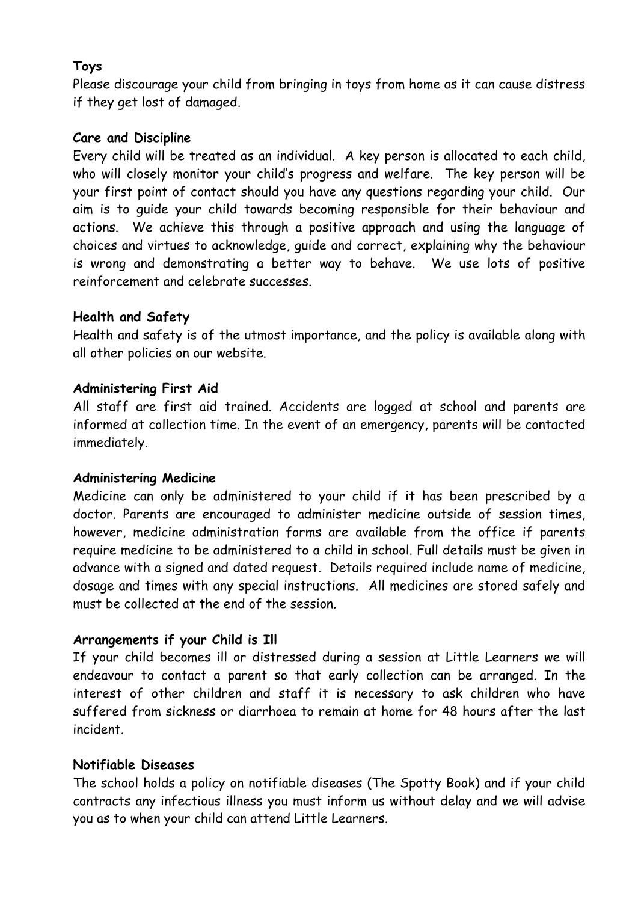**Toys**

Please discourage your child from bringing in toys from home as it can cause distress if they get lost of damaged.

**Care and Discipline**

Every child will be treated as an individual. A key person is allocated to each child, who will closely monitor your child's progress and welfare. The key person will be your first point of contact should you have any questions regarding your child. Our aim is to guide your child towards becoming responsible for their behaviour and actions. We achieve this through a positive approach and using the language of choices and virtues to acknowledge, guide and correct, explaining why the behaviour is wrong and demonstrating a better way to behave. We use lots of positive reinforcement and celebrate successes.

**Health and Safety**

Health and safety is of the utmost importance, and the policy is available along with all other policies on our website.

**Administering First Aid**

All staff are first aid trained. Accidents are logged at school and parents are informed at collection time. In the event of an emergency, parents will be contacted immediately.

**Administering Medicine**

Medicine can only be administered to your child if it has been prescribed by a doctor. Parents are encouraged to administer medicine outside of session times, however, medicine administration forms are available from the office if parents require medicine to be administered to a child in school. Full details must be given in advance with a signed and dated request. Details required include name of medicine, dosage and times with any special instructions. All medicines are stored safely and must be collected at the end of the session.

**Arrangements if your Child is Ill**

If your child becomes ill or distressed during a session at Little Learners we will endeavour to contact a parent so that early collection can be arranged. In the interest of other children and staff it is necessary to ask children who have suffered from sickness or diarrhoea to remain at home for 48 hours after the last incident.

**Notifiable Diseases**

The school holds a policy on notifiable diseases (The Spotty Book) and if your child contracts any infectious illness you must inform us without delay and we will advise you as to when your child can attend Little Learners.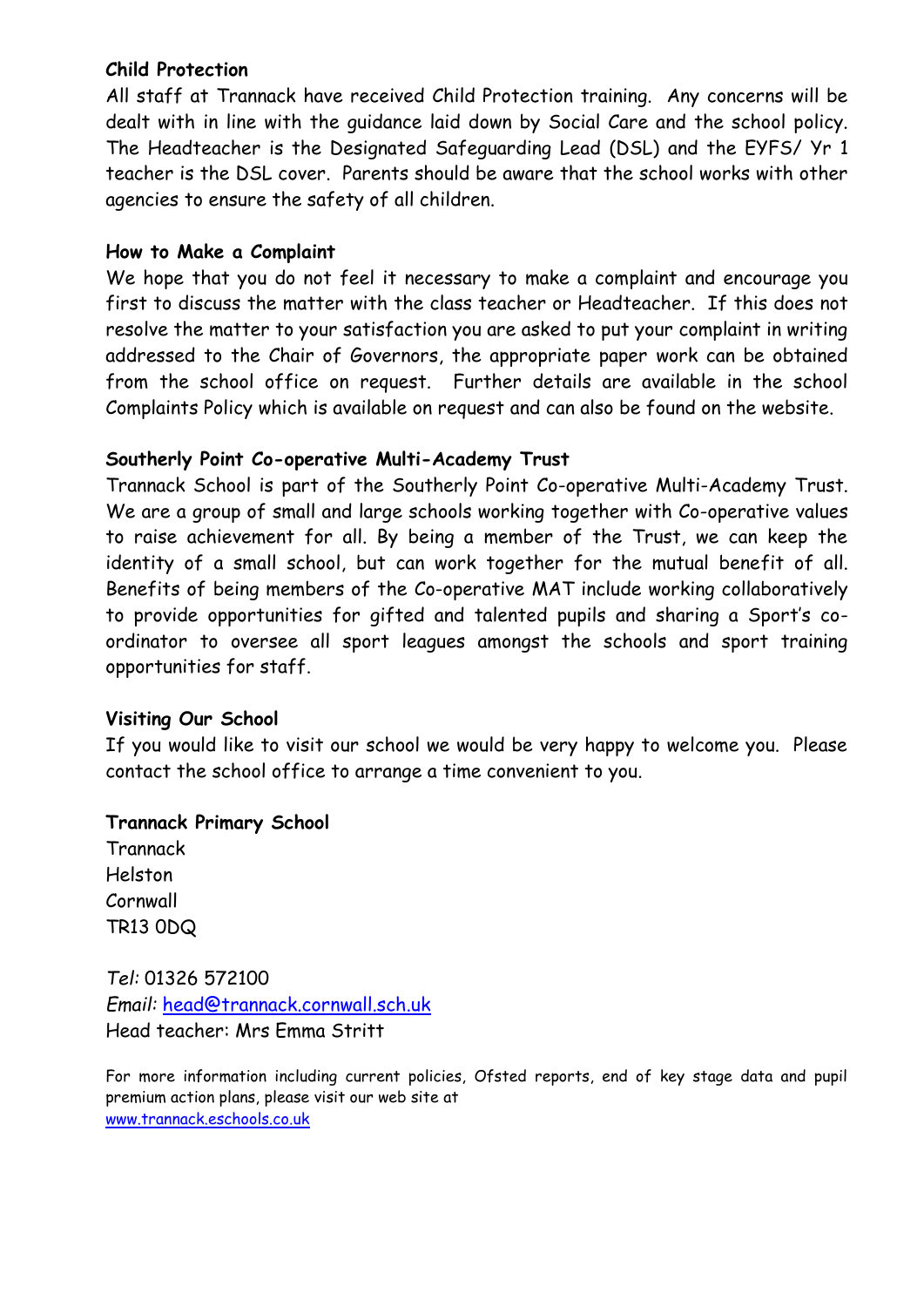**Child Protection**

All staff at Trannack have received Child Protection training. Any concerns will be dealt with in line with the guidance laid down by Social Care and the school policy. The Headteacher is the Designated Safeguarding Lead (DSL) and the EYFS/ Yr 1 teacher is the DSL cover. Parents should be aware that the school works with other agencies to ensure the safety of all children.

**How to Make a Complaint**

We hope that you do not feel it necessary to make a complaint and encourage you first to discuss the matter with the class teacher or Headteacher. If this does not resolve the matter to your satisfaction you are asked to put your complaint in writing addressed to the Chair of Governors, the appropriate paper work can be obtained from the school office on request. Further details are available in the school Complaints Policy which is available on request and can also be found on the website.

**Southerly Point Co-operative Multi-Academy Trust**

Trannack School is part of the Southerly Point Co-operative Multi-Academy Trust. We are a group of small and large schools working together with Co-operative values to raise achievement for all. By being a member of the Trust, we can keep the identity of a small school, but can work together for the mutual benefit of all. Benefits of being members of the Co-operative MAT include working collaboratively to provide opportunities for gifted and talented pupils and sharing a Sport's co-ordinator to oversee all sport leagues amongst the schools and sport training opportunities for staff.

**Visiting Our School**

If you would like to visit our school we would be very happy to welcome you. Please contact the school office to arrange a time convenient to you.

**Trannack Primary School**
Trannack
Helston
Cornwall
TR13 0DQ

*Tel:* 01326 572100
*Email:* head@trannack.cornwall.sch.uk
Head teacher: Mrs Emma Stritt

For more information including current policies, Ofsted reports, end of key stage data and pupil premium action plans, please visit our web site at
www.trannack.eschools.co.uk